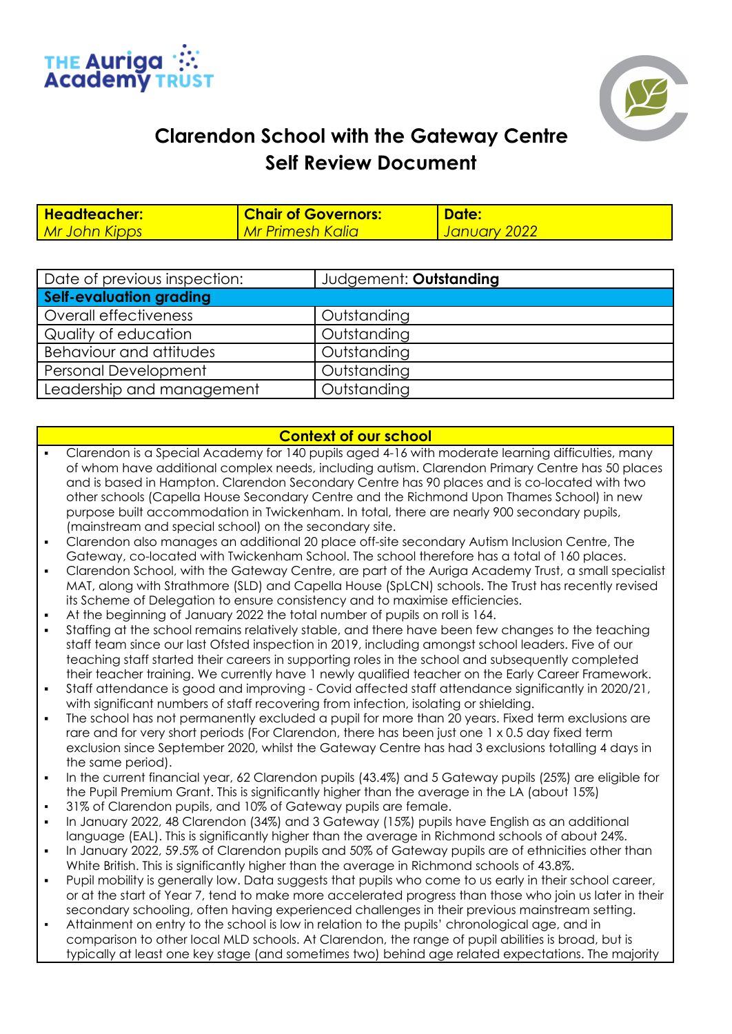# Clarendon School with the Gateway Centre
# Self Review Document

| **Headteacher:** | **Chair of Governors:** | **Date:** |
|---|---|---|
| *Mr John Kipps* | *Mr Primesh Kalia* | *January 2022* |

| Date of previous inspection: | Judgement: **Outstanding** |
|---|---|
| **Self-evaluation grading** | |
| Overall effectiveness | Outstanding |
| Quality of education | Outstanding |
| Behaviour and attitudes | Outstanding |
| Personal Development | Outstanding |
| Leadership and management | Outstanding |

## Context of our school

- Clarendon is a Special Academy for 140 pupils aged 4-16 with moderate learning difficulties, many of whom have additional complex needs, including autism. Clarendon Primary Centre has 50 places and is based in Hampton. Clarendon Secondary Centre has 90 places and is co-located with two other schools (Capella House Secondary Centre and the Richmond Upon Thames School) in new purpose built accommodation in Twickenham. In total, there are nearly 900 secondary pupils, (mainstream and special school) on the secondary site.
- Clarendon also manages an additional 20 place off-site secondary Autism Inclusion Centre, The Gateway, co-located with Twickenham School. The school therefore has a total of 160 places.
- Clarendon School, with the Gateway Centre, are part of the Auriga Academy Trust, a small specialist MAT, along with Strathmore (SLD) and Capella House (SpLCN) schools. The Trust has recently revised its Scheme of Delegation to ensure consistency and to maximise efficiencies.
- At the beginning of January 2022 the total number of pupils on roll is 164.
- Staffing at the school remains relatively stable, and there have been few changes to the teaching staff team since our last Ofsted inspection in 2019, including amongst school leaders. Five of our teaching staff started their careers in supporting roles in the school and subsequently completed their teacher training. We currently have 1 newly qualified teacher on the Early Career Framework.
- Staff attendance is good and improving - Covid affected staff attendance significantly in 2020/21, with significant numbers of staff recovering from infection, isolating or shielding.
- The school has not permanently excluded a pupil for more than 20 years. Fixed term exclusions are rare and for very short periods (For Clarendon, there has been just one 1 x 0.5 day fixed term exclusion since September 2020, whilst the Gateway Centre has had 3 exclusions totalling 4 days in the same period).
- In the current financial year, 62 Clarendon pupils (43.4%) and 5 Gateway pupils (25%) are eligible for the Pupil Premium Grant. This is significantly higher than the average in the LA (about 15%)
- 31% of Clarendon pupils, and 10% of Gateway pupils are female.
- In January 2022, 48 Clarendon (34%) and 3 Gateway (15%) pupils have English as an additional language (EAL). This is significantly higher than the average in Richmond schools of about 24%.
- In January 2022, 59.5% of Clarendon pupils and 50% of Gateway pupils are of ethnicities other than White British. This is significantly higher than the average in Richmond schools of 43.8%.
- Pupil mobility is generally low. Data suggests that pupils who come to us early in their school career, or at the start of Year 7, tend to make more accelerated progress than those who join us later in their secondary schooling, often having experienced challenges in their previous mainstream setting.
- Attainment on entry to the school is low in relation to the pupils' chronological age, and in comparison to other local MLD schools. At Clarendon, the range of pupil abilities is broad, but is typically at least one key stage (and sometimes two) behind age related expectations. The majority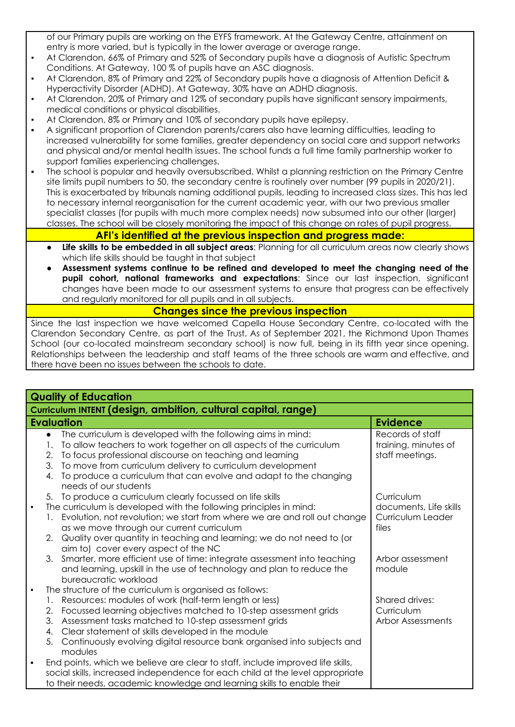of our Primary pupils are working on the EYFS framework. At the Gateway Centre, attainment on entry is more varied, but is typically in the lower average or average range.

- At Clarendon, 66% of Primary and 52% of Secondary pupils have a diagnosis of Autistic Spectrum Conditions. At Gateway, 100 % of pupils have an ASC diagnosis.
- At Clarendon, 8% of Primary and 22% of Secondary pupils have a diagnosis of Attention Deficit & Hyperactivity Disorder (ADHD). At Gateway, 30% have an ADHD diagnosis.
- At Clarendon, 20% of Primary and 12% of secondary pupils have significant sensory impairments, medical conditions or physical disabilities.
- At Clarendon, 8% or Primary and 10% of secondary pupils have epilepsy.
- A significant proportion of Clarendon parents/carers also have learning difficulties, leading to increased vulnerability for some families, greater dependency on social care and support networks and physical and/or mental health issues. The school funds a full time family partnership worker to support families experiencing challenges.
- The school is popular and heavily oversubscribed. Whilst a planning restriction on the Primary Centre site limits pupil numbers to 50, the secondary centre is routinely over number (99 pupils in 2020/21). This is exacerbated by tribunals naming additional pupils, leading to increased class sizes. This has led to necessary internal reorganisation for the current academic year, with our two previous smaller specialist classes (for pupils with much more complex needs) now subsumed into our other (larger) classes. The school will be closely monitoring the impact of this change on rates of pupil progress.

**AFI's identified at the previous inspection and progress made:**

- **Life skills to be embedded in all subject areas**: Planning for all curriculum areas now clearly shows which life skills should be taught in that subject
- **Assessment systems continue to be refined and developed to meet the changing need of the pupil cohort, national frameworks and expectations**: Since our last inspection, significant changes have been made to our assessment systems to ensure that progress can be effectively and regularly monitored for all pupils and in all subjects.

**Changes since the previous inspection**

Since the last inspection we have welcomed Capella House Secondary Centre, co-located with the Clarendon Secondary Centre, as part of the Trust. As of September 2021, the Richmond Upon Thames School (our co-located mainstream secondary school) is now full, being in its fifth year since opening. Relationships between the leadership and staff teams of the three schools are warm and effective, and there have been no issues between the schools to date.

## Quality of Education

### Curriculum INTENT (design, ambition, cultural capital, range)

| Evaluation | Evidence |
|---|---|
| • The curriculum is developed with the following aims in mind:<br>1. To allow teachers to work together on all aspects of the curriculum<br>2. To focus professional discourse on teaching and learning<br>3. To move from curriculum delivery to curriculum development<br>4. To produce a curriculum that can evolve and adapt to the changing needs of our students<br>5. To produce a curriculum clearly focussed on life skills | Records of staff training, minutes of staff meetings. |
| • The curriculum is developed with the following principles in mind:<br>1. Evolution, not revolution; we start from where we are and roll out change as we move through our current curriculum<br>2. Quality over quantity in teaching and learning; we do not need to (or aim to) cover every aspect of the NC<br>3. Smarter, more efficient use of time: integrate assessment into teaching and learning, upskill in the use of technology and plan to reduce the bureaucratic workload | Curriculum documents, Life skills Curriculum Leader files<br><br>Arbor assessment module |
| • The structure of the curriculum is organised as follows:<br>1. Resources: modules of work (half-term length or less)<br>2. Focussed learning objectives matched to 10-step assessment grids<br>3. Assessment tasks matched to 10-step assessment grids<br>4. Clear statement of skills developed in the module<br>5. Continuously evolving digital resource bank organised into subjects and modules | Shared drives: Curriculum Arbor Assessments |
| • End points, which we believe are clear to staff, include improved life skills, social skills, increased independence for each child at the level appropriate to their needs, academic knowledge and learning skills to enable their | |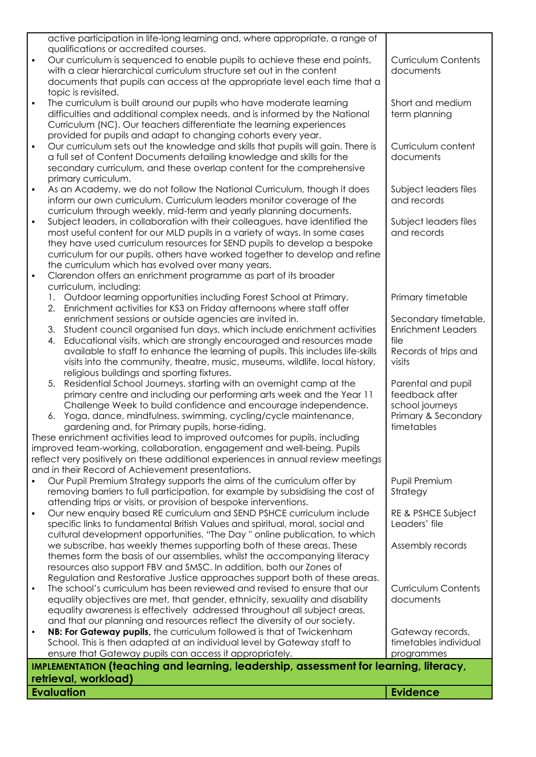| | |
|---|---|
| active participation in life-long learning and, where appropriate, a range of qualifications or accredited courses. | |
| ▪ Our curriculum is sequenced to enable pupils to achieve these end points, with a clear hierarchical curriculum structure set out in the content documents that pupils can access at the appropriate level each time that a topic is revisited. | Curriculum Contents documents |
| ▪ The curriculum is built around our pupils who have moderate learning difficulties and additional complex needs, and is informed by the National Curriculum (NC). Our teachers differentiate the learning experiences provided for pupils and adapt to changing cohorts every year. | Short and medium term planning |
| ▪ Our curriculum sets out the knowledge and skills that pupils will gain. There is a full set of Content Documents detailing knowledge and skills for the secondary curriculum, and these overlap content for the comprehensive primary curriculum. | Curriculum content documents |
| ▪ As an Academy, we do not follow the National Curriculum, though it does inform our own curriculum. Curriculum leaders monitor coverage of the curriculum through weekly, mid-term and yearly planning documents. | Subject leaders files and records |
| ▪ Subject leaders, in collaboration with their colleagues, have identified the most useful content for our MLD pupils in a variety of ways. In some cases they have used curriculum resources for SEND pupils to develop a bespoke curriculum for our pupils, others have worked together to develop and refine the curriculum which has evolved over many years. | Subject leaders files and records |
| ▪ Clarendon offers an enrichment programme as part of its broader curriculum, including: | |
| 1. Outdoor learning opportunities including Forest School at Primary. | Primary timetable |
| 2. Enrichment activities for KS3 on Friday afternoons where staff offer enrichment sessions or outside agencies are invited in.<br>3. Student council organised fun days, which include enrichment activities<br>4. Educational visits, which are strongly encouraged and resources made available to staff to enhance the learning of pupils. This includes life-skills visits into the community, theatre, music, museums, wildlife, local history, religious buildings and sporting fixtures. | Secondary timetable, Enrichment Leaders file<br>Records of trips and visits |
| 5. Residential School Journeys, starting with an overnight camp at the primary centre and including our performing arts week and the Year 11 Challenge Week to build confidence and encourage independence.<br>6. Yoga, dance, mindfulness, swimming, cycling/cycle maintenance, gardening and, for Primary pupils, horse-riding. | Parental and pupil feedback after school journeys<br>Primary & Secondary timetables |
| These enrichment activities lead to improved outcomes for pupils, including improved team-working, collaboration, engagement and well-being. Pupils reflect very positively on these additional experiences in annual review meetings and in their Record of Achievement presentations. | |
| ▪ Our Pupil Premium Strategy supports the aims of the curriculum offer by removing barriers to full participation, for example by subsidising the cost of attending trips or visits, or provision of bespoke interventions. | Pupil Premium Strategy |
| ▪ Our new enquiry based RE curriculum and SEND PSHCE curriculum include specific links to fundamental British Values and spiritual, moral, social and cultural development opportunities. "The Day " online publication, to which we subscribe, has weekly themes supporting both of these areas. These themes form the basis of our assemblies, whilst the accompanying literacy resources also support FBV and SMSC. In addition, both our Zones of Regulation and Restorative Justice approaches support both of these areas. | RE & PSHCE Subject Leaders' file<br>Assembly records |
| ▪ The school's curriculum has been reviewed and revised to ensure that our equality objectives are met, that gender, ethnicity, sexuality and disability equality awareness is effectively addressed throughout all subject areas, and that our planning and resources reflect the diversity of our society. | Curriculum Contents documents |
| ▪ **NB: For Gateway pupils,** the curriculum followed is that of Twickenham School. This is then adapted at an individual level by Gateway staff to ensure that Gateway pupils can access it appropriately. | Gateway records, timetables individual programmes |
| **IMPLEMENTATION (teaching and learning, leadership, assessment for learning, literacy, retrieval, workload)** | |
| **Evaluation** | **Evidence** |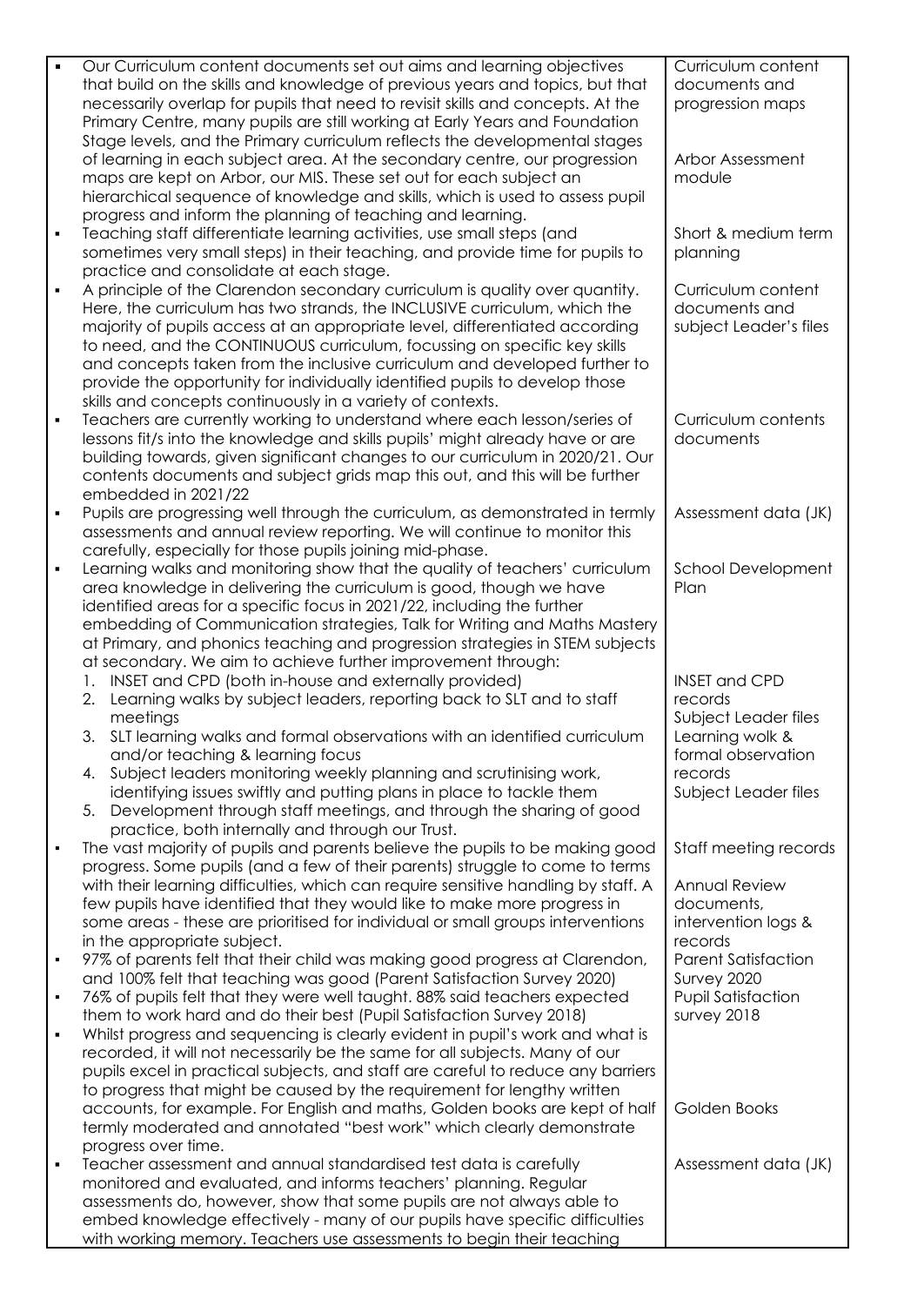| | |
|---|---|
| ▪ Our Curriculum content documents set out aims and learning objectives that build on the skills and knowledge of previous years and topics, but that necessarily overlap for pupils that need to revisit skills and concepts. At the Primary Centre, many pupils are still working at Early Years and Foundation Stage levels, and the Primary curriculum reflects the developmental stages of learning in each subject area. At the secondary centre, our progression maps are kept on Arbor, our MIS. These set out for each subject an hierarchical sequence of knowledge and skills, which is used to assess pupil progress and inform the planning of teaching and learning. | Curriculum content documents and progression maps<br><br>Arbor Assessment module |
| ▪ Teaching staff differentiate learning activities, use small steps (and sometimes very small steps) in their teaching, and provide time for pupils to practice and consolidate at each stage. | Short & medium term planning |
| ▪ A principle of the Clarendon secondary curriculum is quality over quantity. Here, the curriculum has two strands, the INCLUSIVE curriculum, which the majority of pupils access at an appropriate level, differentiated according to need, and the CONTINUOUS curriculum, focussing on specific key skills and concepts taken from the inclusive curriculum and developed further to provide the opportunity for individually identified pupils to develop those skills and concepts continuously in a variety of contexts. | Curriculum content documents and subject Leader's files |
| ▪ Teachers are currently working to understand where each lesson/series of lessons fit/s into the knowledge and skills pupils' might already have or are building towards, given significant changes to our curriculum in 2020/21. Our contents documents and subject grids map this out, and this will be further embedded in 2021/22 | Curriculum contents documents |
| ▪ Pupils are progressing well through the curriculum, as demonstrated in termly assessments and annual review reporting. We will continue to monitor this carefully, especially for those pupils joining mid-phase. | Assessment data (JK) |
| ▪ Learning walks and monitoring show that the quality of teachers' curriculum area knowledge in delivering the curriculum is good, though we have identified areas for a specific focus in 2021/22, including the further embedding of Communication strategies, Talk for Writing and Maths Mastery at Primary, and phonics teaching and progression strategies in STEM subjects at secondary. We aim to achieve further improvement through:<br>1. INSET and CPD (both in-house and externally provided)<br>2. Learning walks by subject leaders, reporting back to SLT and to staff meetings<br>3. SLT learning walks and formal observations with an identified curriculum and/or teaching & learning focus<br>4. Subject leaders monitoring weekly planning and scrutinising work, identifying issues swiftly and putting plans in place to tackle them<br>5. Development through staff meetings, and through the sharing of good practice, both internally and through our Trust. | School Development Plan<br><br>INSET and CPD records<br>Subject Leader files<br>Learning wolk & formal observation records<br>Subject Leader files<br><br>Staff meeting records |
| ▪ The vast majority of pupils and parents believe the pupils to be making good progress. Some pupils (and a few of their parents) struggle to come to terms with their learning difficulties, which can require sensitive handling by staff. A few pupils have identified that they would like to make more progress in some areas - these are prioritised for individual or small groups interventions in the appropriate subject. | Annual Review documents, intervention logs & records |
| ▪ 97% of parents felt that their child was making good progress at Clarendon, and 100% felt that teaching was good (Parent Satisfaction Survey 2020) | Parent Satisfaction Survey 2020 |
| ▪ 76% of pupils felt that they were well taught. 88% said teachers expected them to work hard and do their best (Pupil Satisfaction Survey 2018) | Pupil Satisfaction survey 2018 |
| ▪ Whilst progress and sequencing is clearly evident in pupil's work and what is recorded, it will not necessarily be the same for all subjects. Many of our pupils excel in practical subjects, and staff are careful to reduce any barriers to progress that might be caused by the requirement for lengthy written accounts, for example. For English and maths, Golden books are kept of half termly moderated and annotated "best work" which clearly demonstrate progress over time. | Golden Books |
| ▪ Teacher assessment and annual standardised test data is carefully monitored and evaluated, and informs teachers' planning. Regular assessments do, however, show that some pupils are not always able to embed knowledge effectively - many of our pupils have specific difficulties with working memory. Teachers use assessments to begin their teaching | Assessment data (JK) |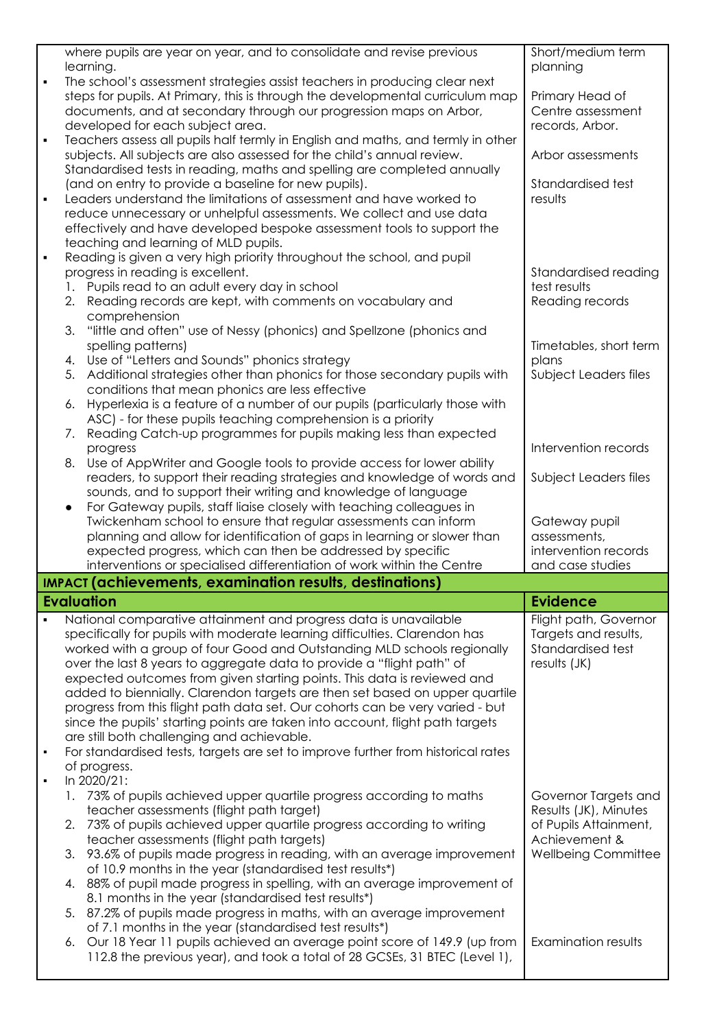| | |
|---|---|
| where pupils are year on year, and to consolidate and revise previous learning.<br>▪ The school's assessment strategies assist teachers in producing clear next steps for pupils. At Primary, this is through the developmental curriculum map documents, and at secondary through our progression maps on Arbor, developed for each subject area.<br>▪ Teachers assess all pupils half termly in English and maths, and termly in other subjects. All subjects are also assessed for the child's annual review. Standardised tests in reading, maths and spelling are completed annually (and on entry to provide a baseline for new pupils).<br>▪ Leaders understand the limitations of assessment and have worked to reduce unnecessary or unhelpful assessments. We collect and use data effectively and have developed bespoke assessment tools to support the teaching and learning of MLD pupils.<br>▪ Reading is given a very high priority throughout the school, and pupil progress in reading is excellent.<br>1. Pupils read to an adult every day in school<br>2. Reading records are kept, with comments on vocabulary and comprehension<br>3. "little and often" use of Nessy (phonics) and Spellzone (phonics and spelling patterns)<br>4. Use of "Letters and Sounds" phonics strategy<br>5. Additional strategies other than phonics for those secondary pupils with conditions that mean phonics are less effective<br>6. Hyperlexia is a feature of a number of our pupils (particularly those with ASC) - for these pupils teaching comprehension is a priority<br>7. Reading Catch-up programmes for pupils making less than expected progress<br>8. Use of AppWriter and Google tools to provide access for lower ability readers, to support their reading strategies and knowledge of words and sounds, and to support their writing and knowledge of language<br>● For Gateway pupils, staff liaise closely with teaching colleagues in Twickenham school to ensure that regular assessments can inform planning and allow for identification of gaps in learning or slower than expected progress, which can then be addressed by specific interventions or specialised differentiation of work within the Centre | Short/medium term planning<br><br>Primary Head of Centre assessment records, Arbor.<br><br>Arbor assessments<br><br>Standardised test results<br><br>Standardised reading test results<br>Reading records<br><br>Timetables, short term plans<br>Subject Leaders files<br><br>Intervention records<br><br>Subject Leaders files<br><br>Gateway pupil assessments, intervention records and case studies |
| **IMPACT (achievements, examination results, destinations)** | |
| **Evaluation** | **Evidence** |
| ▪ National comparative attainment and progress data is unavailable specifically for pupils with moderate learning difficulties. Clarendon has worked with a group of four Good and Outstanding MLD schools regionally over the last 8 years to aggregate data to provide a "flight path" of expected outcomes from given starting points. This data is reviewed and added to biennially. Clarendon targets are then set based on upper quartile progress from this flight path data set. Our cohorts can be very varied - but since the pupils' starting points are taken into account, flight path targets are still both challenging and achievable.<br>▪ For standardised tests, targets are set to improve further from historical rates of progress.<br>▪ In 2020/21:<br>1. 73% of pupils achieved upper quartile progress according to maths teacher assessments (flight path target)<br>2. 73% of pupils achieved upper quartile progress according to writing teacher assessments (flight path targets)<br>3. 93.6% of pupils made progress in reading, with an average improvement of 10.9 months in the year (standardised test results*)<br>4. 88% of pupil made progress in spelling, with an average improvement of 8.1 months in the year (standardised test results*)<br>5. 87.2% of pupils made progress in maths, with an average improvement of 7.1 months in the year (standardised test results*)<br>6. Our 18 Year 11 pupils achieved an average point score of 149.9 (up from 112.8 the previous year), and took a total of 28 GCSEs, 31 BTEC (Level 1), | Flight path, Governor Targets and results, Standardised test results (JK)<br><br>Governor Targets and Results (JK), Minutes of Pupils Attainment, Achievement & Wellbeing Committee<br><br>Examination results |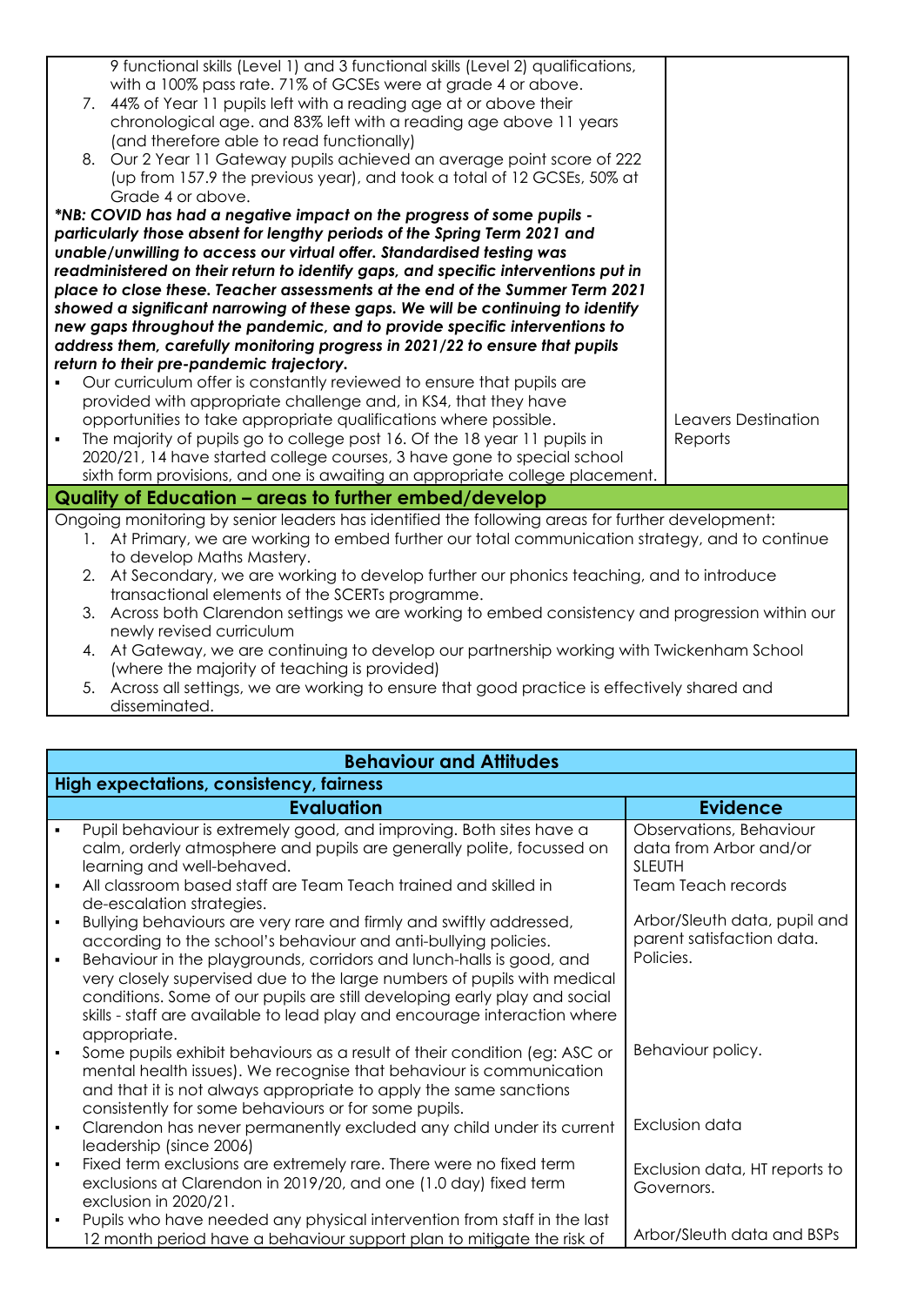| | |
|---|---|
| 9 functional skills (Level 1) and 3 functional skills (Level 2) qualifications, with a 100% pass rate. 71% of GCSEs were at grade 4 or above.<br>7. 44% of Year 11 pupils left with a reading age at or above their chronological age. and 83% left with a reading age above 11 years (and therefore able to read functionally)<br>8. Our 2 Year 11 Gateway pupils achieved an average point score of 222 (up from 157.9 the previous year), and took a total of 12 GCSEs, 50% at Grade 4 or above.<br>***NB: COVID has had a negative impact on the progress of some pupils - particularly those absent for lengthy periods of the Spring Term 2021 and unable/unwilling to access our virtual offer. Standardised testing was readministered on their return to identify gaps, and specific interventions put in place to close these. Teacher assessments at the end of the Summer Term 2021 showed a significant narrowing of these gaps. We will be continuing to identify new gaps throughout the pandemic, and to provide specific interventions to address them, carefully monitoring progress in 2021/22 to ensure that pupils return to their pre-pandemic trajectory.***<br>▪ Our curriculum offer is constantly reviewed to ensure that pupils are provided with appropriate challenge and, in KS4, that they have opportunities to take appropriate qualifications where possible.<br>▪ The majority of pupils go to college post 16. Of the 18 year 11 pupils in 2020/21, 14 have started college courses, 3 have gone to special school sixth form provisions, and one is awaiting an appropriate college placement. | Leavers Destination Reports |

## Quality of Education – areas to further embed/develop

Ongoing monitoring by senior leaders has identified the following areas for further development:

1. At Primary, we are working to embed further our total communication strategy, and to continue to develop Maths Mastery.
2. At Secondary, we are working to develop further our phonics teaching, and to introduce transactional elements of the SCERTs programme.
3. Across both Clarendon settings we are working to embed consistency and progression within our newly revised curriculum
4. At Gateway, we are continuing to develop our partnership working with Twickenham School (where the majority of teaching is provided)
5. Across all settings, we are working to ensure that good practice is effectively shared and disseminated.

## Behaviour and Attitudes

### High expectations, consistency, fairness

| Evaluation | Evidence |
|---|---|
| ▪ Pupil behaviour is extremely good, and improving. Both sites have a calm, orderly atmosphere and pupils are generally polite, focussed on learning and well-behaved. | Observations, Behaviour data from Arbor and/or SLEUTH |
| ▪ All classroom based staff are Team Teach trained and skilled in de-escalation strategies. | Team Teach records |
| ▪ Bullying behaviours are very rare and firmly and swiftly addressed, according to the school's behaviour and anti-bullying policies.<br>▪ Behaviour in the playgrounds, corridors and lunch-halls is good, and very closely supervised due to the large numbers of pupils with medical conditions. Some of our pupils are still developing early play and social skills - staff are available to lead play and encourage interaction where appropriate. | Arbor/Sleuth data, pupil and parent satisfaction data. Policies. |
| ▪ Some pupils exhibit behaviours as a result of their condition (eg: ASC or mental health issues). We recognise that behaviour is communication and that it is not always appropriate to apply the same sanctions consistently for some behaviours or for some pupils. | Behaviour policy. |
| ▪ Clarendon has never permanently excluded any child under its current leadership (since 2006) | Exclusion data |
| ▪ Fixed term exclusions are extremely rare. There were no fixed term exclusions at Clarendon in 2019/20, and one (1.0 day) fixed term exclusion in 2020/21. | Exclusion data, HT reports to Governors. |
| ▪ Pupils who have needed any physical intervention from staff in the last 12 month period have a behaviour support plan to mitigate the risk of | Arbor/Sleuth data and BSPs |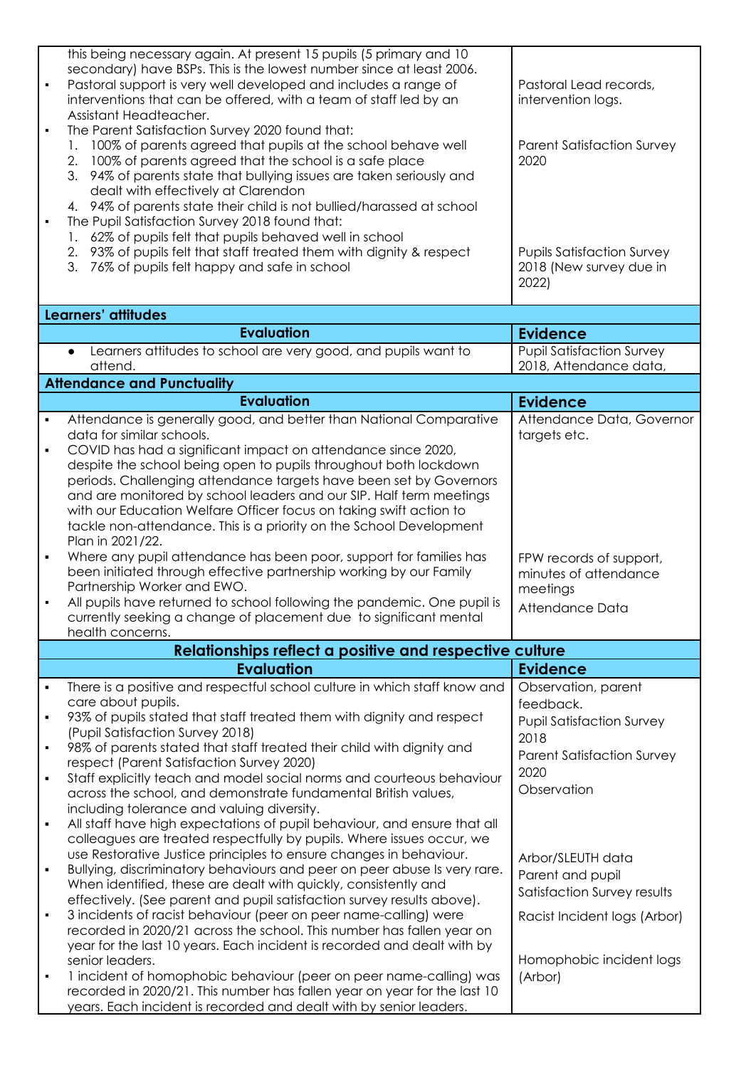| | |
|---|---|
| this being necessary again. At present 15 pupils (5 primary and 10 secondary) have BSPs. This is the lowest number since at least 2006.<br>▪ Pastoral support is very well developed and includes a range of interventions that can be offered, with a team of staff led by an Assistant Headteacher.<br>▪ The Parent Satisfaction Survey 2020 found that:<br>1. 100% of parents agreed that pupils at the school behave well<br>2. 100% of parents agreed that the school is a safe place<br>3. 94% of parents state that bullying issues are taken seriously and dealt with effectively at Clarendon<br>4. 94% of parents state their child is not bullied/harassed at school<br>▪ The Pupil Satisfaction Survey 2018 found that:<br>1. 62% of pupils felt that pupils behaved well in school<br>2. 93% of pupils felt that staff treated them with dignity & respect<br>3. 76% of pupils felt happy and safe in school | Pastoral Lead records, intervention logs.<br><br>Parent Satisfaction Survey 2020<br><br>Pupils Satisfaction Survey 2018 (New survey due in 2022) |
| **Learners' attitudes** | |
| **Evaluation** | **Evidence** |
| • Learners attitudes to school are very good, and pupils want to attend. | Pupil Satisfaction Survey 2018, Attendance data, |
| **Attendance and Punctuality** | |
| **Evaluation** | **Evidence** |
| ▪ Attendance is generally good, and better than National Comparative data for similar schools.<br>▪ COVID has had a significant impact on attendance since 2020, despite the school being open to pupils throughout both lockdown periods. Challenging attendance targets have been set by Governors and are monitored by school leaders and our SIP. Half term meetings with our Education Welfare Officer focus on taking swift action to tackle non-attendance. This is a priority on the School Development Plan in 2021/22.<br>▪ Where any pupil attendance has been poor, support for families has been initiated through effective partnership working by our Family Partnership Worker and EWO.<br>▪ All pupils have returned to school following the pandemic. One pupil is currently seeking a change of placement due to significant mental health concerns. | Attendance Data, Governor targets etc.<br><br>FPW records of support, minutes of attendance meetings<br>Attendance Data |
| **Relationships reflect a positive and respective culture** | |
| **Evaluation** | **Evidence** |
| ▪ There is a positive and respectful school culture in which staff know and care about pupils.<br>▪ 93% of pupils stated that staff treated them with dignity and respect (Pupil Satisfaction Survey 2018)<br>▪ 98% of parents stated that staff treated their child with dignity and respect (Parent Satisfaction Survey 2020)<br>▪ Staff explicitly teach and model social norms and courteous behaviour across the school, and demonstrate fundamental British values, including tolerance and valuing diversity.<br>▪ All staff have high expectations of pupil behaviour, and ensure that all colleagues are treated respectfully by pupils. Where issues occur, we use Restorative Justice principles to ensure changes in behaviour.<br>▪ Bullying, discriminatory behaviours and peer on peer abuse Is very rare. When identified, these are dealt with quickly, consistently and effectively. (See parent and pupil satisfaction survey results above).<br>▪ 3 incidents of racist behaviour (peer on peer name-calling) were recorded in 2020/21 across the school. This number has fallen year on year for the last 10 years. Each incident is recorded and dealt with by senior leaders.<br>▪ 1 incident of homophobic behaviour (peer on peer name-calling) was recorded in 2020/21. This number has fallen year on year for the last 10 years. Each incident is recorded and dealt with by senior leaders. | Observation, parent feedback.<br>Pupil Satisfaction Survey 2018<br>Parent Satisfaction Survey 2020<br>Observation<br><br>Arbor/SLEUTH data<br>Parent and pupil Satisfaction Survey results<br>Racist Incident logs (Arbor)<br><br>Homophobic incident logs (Arbor) |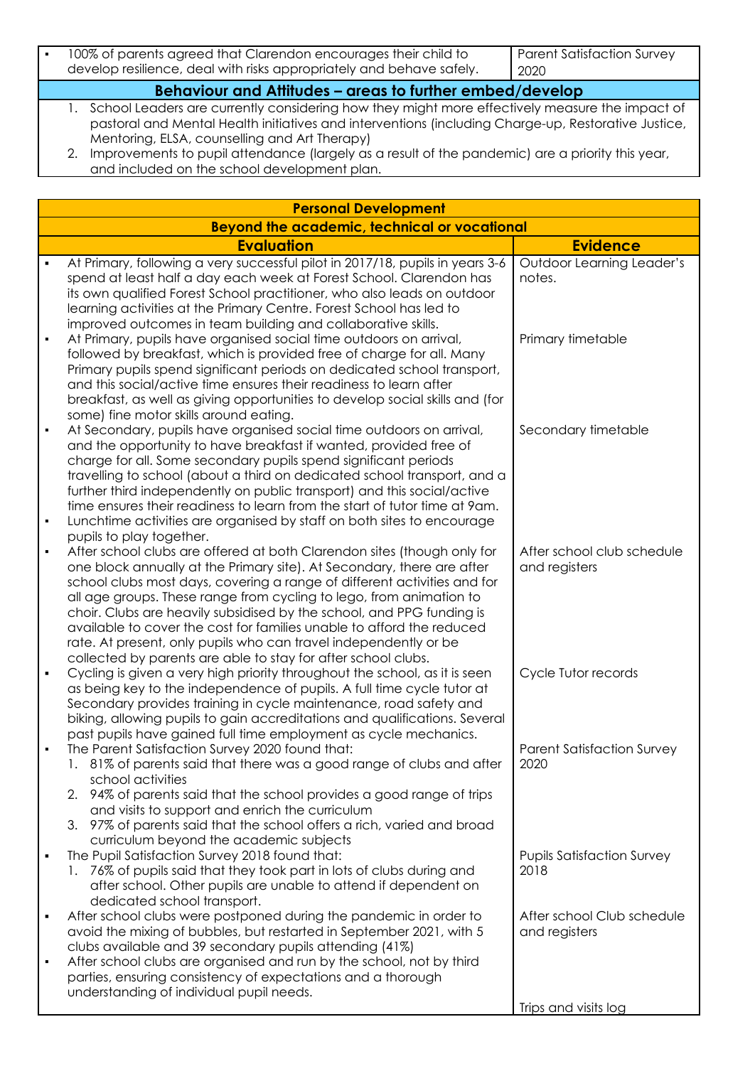| | |
|---|---|
| ▪ 100% of parents agreed that Clarendon encourages their child to develop resilience, deal with risks appropriately and behave safely. | Parent Satisfaction Survey 2020 |

**Behaviour and Attitudes – areas to further embed/develop**

1. School Leaders are currently considering how they might more effectively measure the impact of pastoral and Mental Health initiatives and interventions (including Charge-up, Restorative Justice, Mentoring, ELSA, counselling and Art Therapy)
2. Improvements to pupil attendance (largely as a result of the pandemic) are a priority this year, and included on the school development plan.

## Personal Development

### Beyond the academic, technical or vocational

| Evaluation | Evidence |
|---|---|
| ▪ At Primary, following a very successful pilot in 2017/18, pupils in years 3-6 spend at least half a day each week at Forest School. Clarendon has its own qualified Forest School practitioner, who also leads on outdoor learning activities at the Primary Centre. Forest School has led to improved outcomes in team building and collaborative skills. | Outdoor Learning Leader's notes. |
| ▪ At Primary, pupils have organised social time outdoors on arrival, followed by breakfast, which is provided free of charge for all. Many Primary pupils spend significant periods on dedicated school transport, and this social/active time ensures their readiness to learn after breakfast, as well as giving opportunities to develop social skills and (for some) fine motor skills around eating. | Primary timetable |
| ▪ At Secondary, pupils have organised social time outdoors on arrival, and the opportunity to have breakfast if wanted, provided free of charge for all. Some secondary pupils spend significant periods travelling to school (about a third on dedicated school transport, and a further third independently on public transport) and this social/active time ensures their readiness to learn from the start of tutor time at 9am. | Secondary timetable |
| ▪ Lunchtime activities are organised by staff on both sites to encourage pupils to play together. | |
| ▪ After school clubs are offered at both Clarendon sites (though only for one block annually at the Primary site). At Secondary, there are after school clubs most days, covering a range of different activities and for all age groups. These range from cycling to lego, from animation to choir. Clubs are heavily subsidised by the school, and PPG funding is available to cover the cost for families unable to afford the reduced rate. At present, only pupils who can travel independently or be collected by parents are able to stay for after school clubs. | After school club schedule and registers |
| ▪ Cycling is given a very high priority throughout the school, as it is seen as being key to the independence of pupils. A full time cycle tutor at Secondary provides training in cycle maintenance, road safety and biking, allowing pupils to gain accreditations and qualifications. Several past pupils have gained full time employment as cycle mechanics. | Cycle Tutor records |
| ▪ The Parent Satisfaction Survey 2020 found that:<br>1. 81% of parents said that there was a good range of clubs and after school activities<br>2. 94% of parents said that the school provides a good range of trips and visits to support and enrich the curriculum<br>3. 97% of parents said that the school offers a rich, varied and broad curriculum beyond the academic subjects | Parent Satisfaction Survey 2020 |
| ▪ The Pupil Satisfaction Survey 2018 found that:<br>1. 76% of pupils said that they took part in lots of clubs during and after school. Other pupils are unable to attend if dependent on dedicated school transport. | Pupils Satisfaction Survey 2018 |
| ▪ After school clubs were postponed during the pandemic in order to avoid the mixing of bubbles, but restarted in September 2021, with 5 clubs available and 39 secondary pupils attending (41%) | After school Club schedule and registers |
| ▪ After school clubs are organised and run by the school, not by third parties, ensuring consistency of expectations and a thorough understanding of individual pupil needs. | Trips and visits log |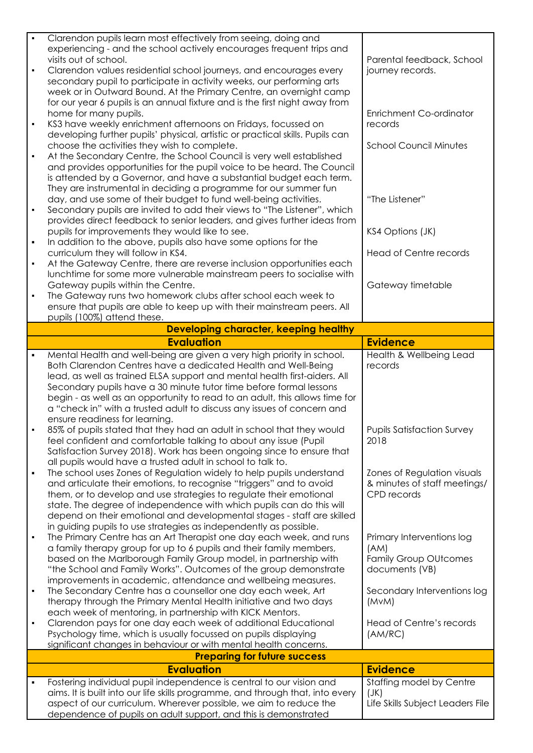| | |
|---|---|
| • Clarendon pupils learn most effectively from seeing, doing and experiencing - and the school actively encourages frequent trips and visits out of school.<br>• Clarendon values residential school journeys, and encourages every secondary pupil to participate in activity weeks, our performing arts week or in Outward Bound. At the Primary Centre, an overnight camp for our year 6 pupils is an annual fixture and is the first night away from home for many pupils.<br>• KS3 have weekly enrichment afternoons on Fridays, focussed on developing further pupils' physical, artistic or practical skills. Pupils can choose the activities they wish to complete.<br>• At the Secondary Centre, the School Council is very well established and provides opportunities for the pupil voice to be heard. The Council is attended by a Governor, and have a substantial budget each term. They are instrumental in deciding a programme for our summer fun day, and use some of their budget to fund well-being activities.<br>• Secondary pupils are invited to add their views to "The Listener", which provides direct feedback to senior leaders, and gives further ideas from pupils for improvements they would like to see.<br>• In addition to the above, pupils also have some options for the curriculum they will follow in KS4.<br>• At the Gateway Centre, there are reverse inclusion opportunities each lunchtime for some more vulnerable mainstream peers to socialise with Gateway pupils within the Centre.<br>• The Gateway runs two homework clubs after school each week to ensure that pupils are able to keep up with their mainstream peers. All pupils (100%) attend these. | Parental feedback, School journey records.<br><br>Enrichment Co-ordinator records<br><br>School Council Minutes<br><br>"The Listener"<br><br>KS4 Options (JK)<br><br>Head of Centre records<br><br>Gateway timetable |
| **Developing character, keeping healthy** | |
| **Evaluation** | **Evidence** |
| • Mental Health and well-being are given a very high priority in school. Both Clarendon Centres have a dedicated Health and Well-Being lead, as well as trained ELSA support and mental health first-aiders. All Secondary pupils have a 30 minute tutor time before formal lessons begin - as well as an opportunity to read to an adult, this allows time for a "check in" with a trusted adult to discuss any issues of concern and ensure readiness for learning. | Health & Wellbeing Lead records |
| • 85% of pupils stated that they had an adult in school that they would feel confident and comfortable talking to about any issue (Pupil Satisfaction Survey 2018). Work has been ongoing since to ensure that all pupils would have a trusted adult in school to talk to. | Pupils Satisfaction Survey 2018 |
| • The school uses Zones of Regulation widely to help pupils understand and articulate their emotions, to recognise "triggers" and to avoid them, or to develop and use strategies to regulate their emotional state. The degree of independence with which pupils can do this will depend on their emotional and developmental stages - staff are skilled in guiding pupils to use strategies as independently as possible. | Zones of Regulation visuals & minutes of staff meetings/ CPD records |
| • The Primary Centre has an Art Therapist one day each week, and runs a family therapy group for up to 6 pupils and their family members, based on the Marlborough Family Group model, in partnership with "the School and Family Works". Outcomes of the group demonstrate improvements in academic, attendance and wellbeing measures. | Primary Interventions log (AM)<br>Family Group OUtcomes documents (VB) |
| • The Secondary Centre has a counsellor one day each week, Art therapy through the Primary Mental Health initiative and two days each week of mentoring, in partnership with KICK Mentors. | Secondary Interventions log (MvM) |
| • Clarendon pays for one day each week of additional Educational Psychology time, which is usually focussed on pupils displaying significant changes in behaviour or with mental health concerns. | Head of Centre's records (AM/RC) |
| **Preparing for future success** | |
| **Evaluation** | **Evidence** |
| • Fostering individual pupil independence is central to our vision and aims. It is built into our life skills programme, and through that, into every aspect of our curriculum. Wherever possible, we aim to reduce the dependence of pupils on adult support, and this is demonstrated | Staffing model by Centre (JK)<br>Life Skills Subject Leaders File |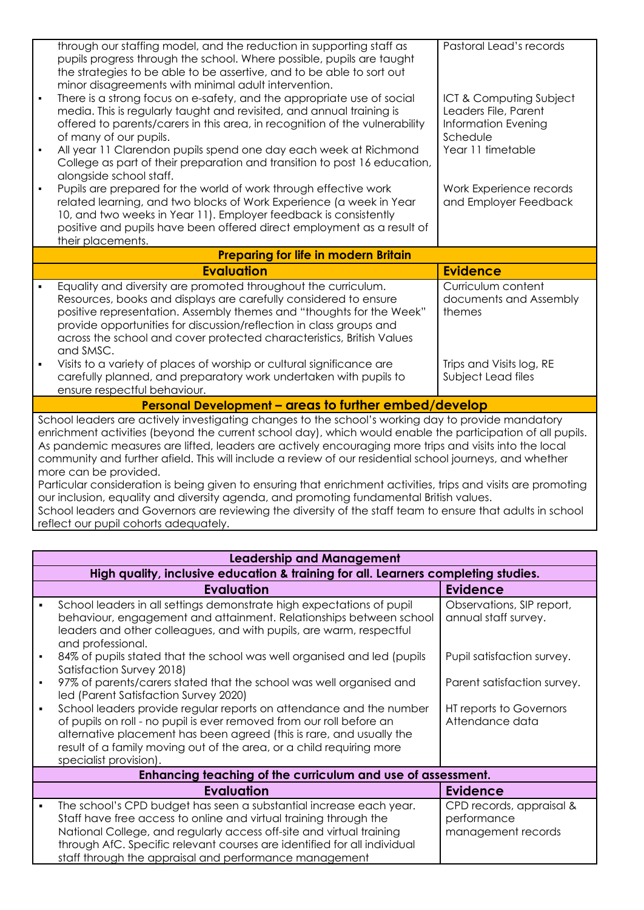| | |
|---|---|
| through our staffing model, and the reduction in supporting staff as pupils progress through the school. Where possible, pupils are taught the strategies to be able to be assertive, and to be able to sort out minor disagreements with minimal adult intervention. | Pastoral Lead's records |
| ▪ There is a strong focus on e-safety, and the appropriate use of social media. This is regularly taught and revisited, and annual training is offered to parents/carers in this area, in recognition of the vulnerability of many of our pupils. | ICT & Computing Subject Leaders File, Parent Information Evening Schedule |
| ▪ All year 11 Clarendon pupils spend one day each week at Richmond College as part of their preparation and transition to post 16 education, alongside school staff. | Year 11 timetable |
| ▪ Pupils are prepared for the world of work through effective work related learning, and two blocks of Work Experience (a week in Year 10, and two weeks in Year 11). Employer feedback is consistently positive and pupils have been offered direct employment as a result of their placements. | Work Experience records and Employer Feedback |

**Preparing for life in modern Britain**

| Evaluation | Evidence |
|---|---|
| ▪ Equality and diversity are promoted throughout the curriculum. Resources, books and displays are carefully considered to ensure positive representation. Assembly themes and "thoughts for the Week" provide opportunities for discussion/reflection in class groups and across the school and cover protected characteristics, British Values and SMSC. | Curriculum content documents and Assembly themes |
| ▪ Visits to a variety of places of worship or cultural significance are carefully planned, and preparatory work undertaken with pupils to ensure respectful behaviour. | Trips and Visits log, RE Subject Lead files |

**Personal Development – areas to further embed/develop**

School leaders are actively investigating changes to the school's working day to provide mandatory enrichment activities (beyond the current school day), which would enable the participation of all pupils. As pandemic measures are lifted, leaders are actively encouraging more trips and visits into the local community and further afield. This will include a review of our residential school journeys, and whether more can be provided.
Particular consideration is being given to ensuring that enrichment activities, trips and visits are promoting our inclusion, equality and diversity agenda, and promoting fundamental British values.
School leaders and Governors are reviewing the diversity of the staff team to ensure that adults in school reflect our pupil cohorts adequately.

## Leadership and Management

**High quality, inclusive education & training for all. Learners completing studies.**

| Evaluation | Evidence |
|---|---|
| ▪ School leaders in all settings demonstrate high expectations of pupil behaviour, engagement and attainment. Relationships between school leaders and other colleagues, and with pupils, are warm, respectful and professional. | Observations, SIP report, annual staff survey. |
| ▪ 84% of pupils stated that the school was well organised and led (pupils Satisfaction Survey 2018) | Pupil satisfaction survey. |
| ▪ 97% of parents/carers stated that the school was well organised and led (Parent Satisfaction Survey 2020) | Parent satisfaction survey. |
| ▪ School leaders provide regular reports on attendance and the number of pupils on roll - no pupil is ever removed from our roll before an alternative placement has been agreed (this is rare, and usually the result of a family moving out of the area, or a child requiring more specialist provision). | HT reports to Governors Attendance data |

**Enhancing teaching of the curriculum and use of assessment.**

| Evaluation | Evidence |
|---|---|
| ▪ The school's CPD budget has seen a substantial increase each year. Staff have free access to online and virtual training through the National College, and regularly access off-site and virtual training through AfC. Specific relevant courses are identified for all individual staff through the appraisal and performance management | CPD records, appraisal & performance management records |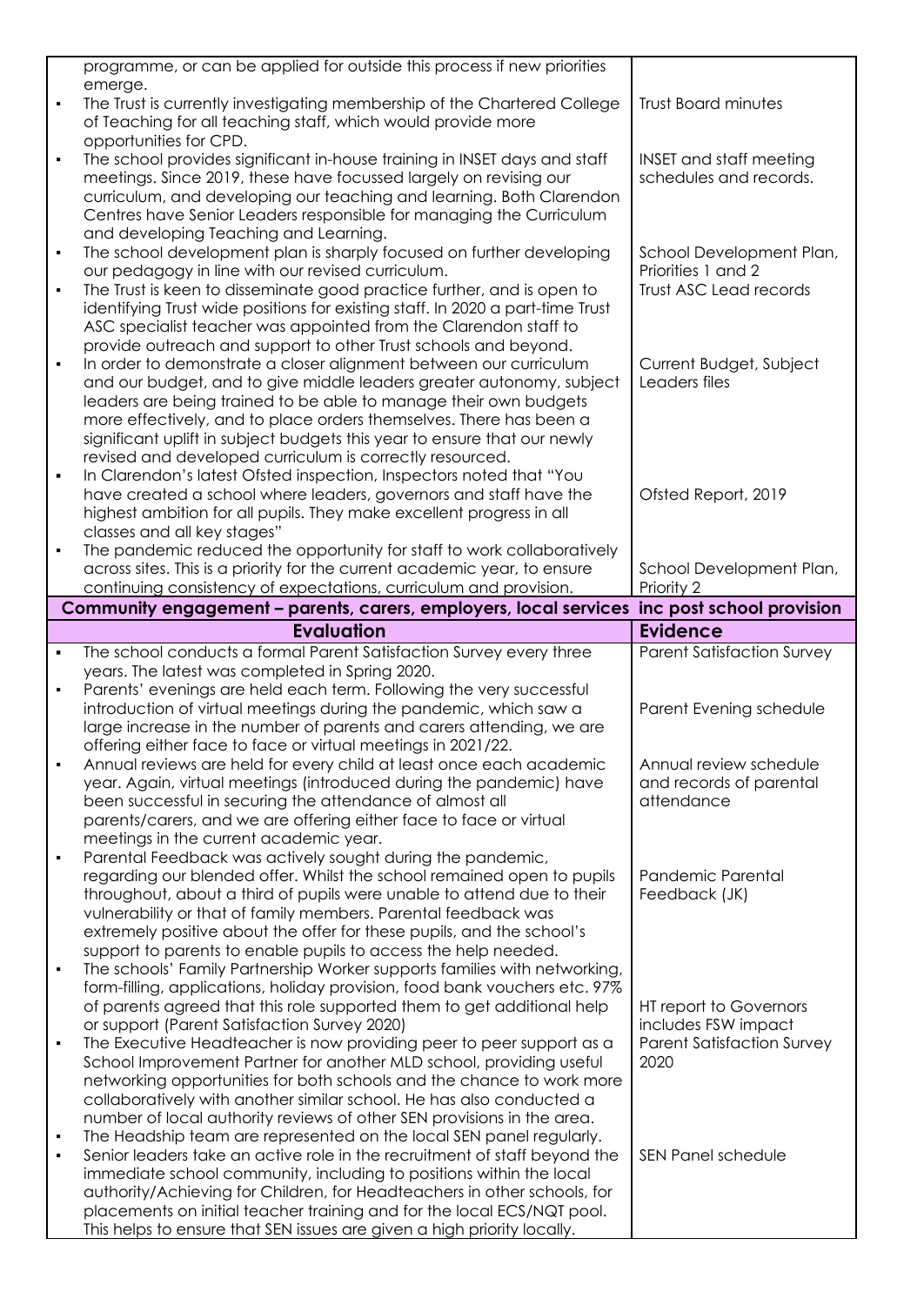| | |
|---|---|
| programme, or can be applied for outside this process if new priorities emerge. | |
| ▪ The Trust is currently investigating membership of the Chartered College of Teaching for all teaching staff, which would provide more opportunities for CPD. | Trust Board minutes |
| ▪ The school provides significant in-house training in INSET days and staff meetings. Since 2019, these have focussed largely on revising our curriculum, and developing our teaching and learning. Both Clarendon Centres have Senior Leaders responsible for managing the Curriculum and developing Teaching and Learning. | INSET and staff meeting schedules and records. |
| ▪ The school development plan is sharply focused on further developing our pedagogy in line with our revised curriculum. | School Development Plan, Priorities 1 and 2 |
| ▪ The Trust is keen to disseminate good practice further, and is open to identifying Trust wide positions for existing staff. In 2020 a part-time Trust ASC specialist teacher was appointed from the Clarendon staff to provide outreach and support to other Trust schools and beyond. | Trust ASC Lead records |
| ▪ In order to demonstrate a closer alignment between our curriculum and our budget, and to give middle leaders greater autonomy, subject leaders are being trained to be able to manage their own budgets more effectively, and to place orders themselves. There has been a significant uplift in subject budgets this year to ensure that our newly revised and developed curriculum is correctly resourced. | Current Budget, Subject Leaders files |
| ▪ In Clarendon's latest Ofsted inspection, Inspectors noted that "You have created a school where leaders, governors and staff have the highest ambition for all pupils. They make excellent progress in all classes and all key stages" | Ofsted Report, 2019 |
| ▪ The pandemic reduced the opportunity for staff to work collaboratively across sites. This is a priority for the current academic year, to ensure continuing consistency of expectations, curriculum and provision. | School Development Plan, Priority 2 |
| **Community engagement – parents, carers, employers, local services inc post school provision** | |
| **Evaluation** | **Evidence** |
| ▪ The school conducts a formal Parent Satisfaction Survey every three years. The latest was completed in Spring 2020. | Parent Satisfaction Survey |
| ▪ Parents' evenings are held each term. Following the very successful introduction of virtual meetings during the pandemic, which saw a large increase in the number of parents and carers attending, we are offering either face to face or virtual meetings in 2021/22. | Parent Evening schedule |
| ▪ Annual reviews are held for every child at least once each academic year. Again, virtual meetings (introduced during the pandemic) have been successful in securing the attendance of almost all parents/carers, and we are offering either face to face or virtual meetings in the current academic year. | Annual review schedule and records of parental attendance |
| ▪ Parental Feedback was actively sought during the pandemic, regarding our blended offer. Whilst the school remained open to pupils throughout, about a third of pupils were unable to attend due to their vulnerability or that of family members. Parental feedback was extremely positive about the offer for these pupils, and the school's support to parents to enable pupils to access the help needed. | Pandemic Parental Feedback (JK) |
| ▪ The schools' Family Partnership Worker supports families with networking, form-filling, applications, holiday provision, food bank vouchers etc. 97% of parents agreed that this role supported them to get additional help or support (Parent Satisfaction Survey 2020) | HT report to Governors includes FSW impact<br>Parent Satisfaction Survey 2020 |
| ▪ The Executive Headteacher is now providing peer to peer support as a School Improvement Partner for another MLD school, providing useful networking opportunities for both schools and the chance to work more collaboratively with another similar school. He has also conducted a number of local authority reviews of other SEN provisions in the area. | |
| ▪ The Headship team are represented on the local SEN panel regularly. | SEN Panel schedule |
| ▪ Senior leaders take an active role in the recruitment of staff beyond the immediate school community, including to positions within the local authority/Achieving for Children, for Headteachers in other schools, for placements on initial teacher training and for the local ECS/NQT pool. This helps to ensure that SEN issues are given a high priority locally. | |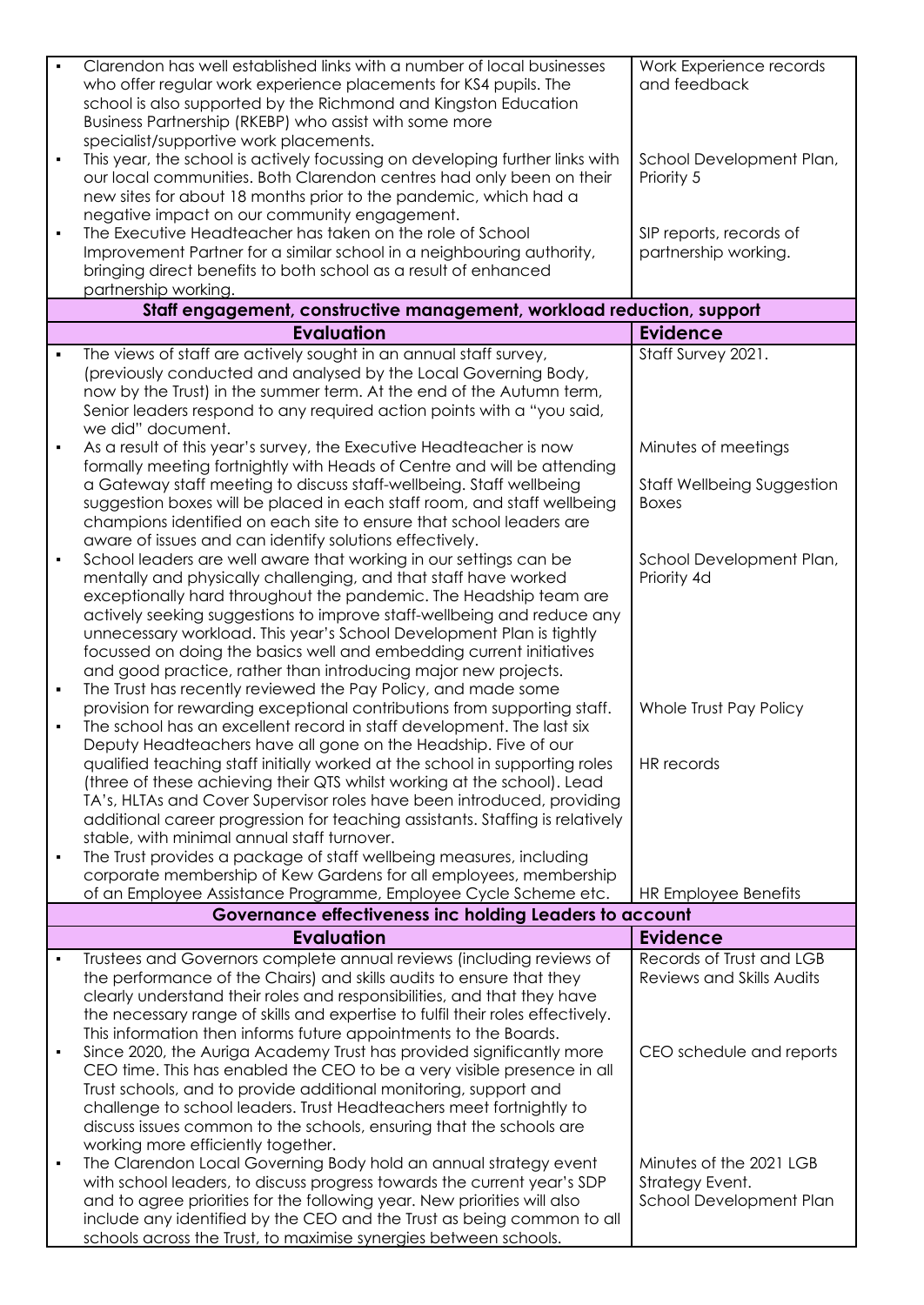| | |
|---|---|
| ▪ Clarendon has well established links with a number of local businesses who offer regular work experience placements for KS4 pupils. The school is also supported by the Richmond and Kingston Education Business Partnership (RKEBP) who assist with some more specialist/supportive work placements. | Work Experience records and feedback |
| ▪ This year, the school is actively focussing on developing further links with our local communities. Both Clarendon centres had only been on their new sites for about 18 months prior to the pandemic, which had a negative impact on our community engagement. | School Development Plan, Priority 5 |
| ▪ The Executive Headteacher has taken on the role of School Improvement Partner for a similar school in a neighbouring authority, bringing direct benefits to both school as a result of enhanced partnership working. | SIP reports, records of partnership working. |

| **Staff engagement, constructive management, workload reduction, support** | |
|---|---|
| **Evaluation** | **Evidence** |
| ▪ The views of staff are actively sought in an annual staff survey, (previously conducted and analysed by the Local Governing Body, now by the Trust) in the summer term. At the end of the Autumn term, Senior leaders respond to any required action points with a "you said, we did" document. | Staff Survey 2021. |
| ▪ As a result of this year's survey, the Executive Headteacher is now formally meeting fortnightly with Heads of Centre and will be attending a Gateway staff meeting to discuss staff-wellbeing. Staff wellbeing suggestion boxes will be placed in each staff room, and staff wellbeing champions identified on each site to ensure that school leaders are aware of issues and can identify solutions effectively. | Minutes of meetings<br><br>Staff Wellbeing Suggestion Boxes |
| ▪ School leaders are well aware that working in our settings can be mentally and physically challenging, and that staff have worked exceptionally hard throughout the pandemic. The Headship team are actively seeking suggestions to improve staff-wellbeing and reduce any unnecessary workload. This year's School Development Plan is tightly focussed on doing the basics well and embedding current initiatives and good practice, rather than introducing major new projects. | School Development Plan, Priority 4d |
| ▪ The Trust has recently reviewed the Pay Policy, and made some provision for rewarding exceptional contributions from supporting staff. | Whole Trust Pay Policy |
| ▪ The school has an excellent record in staff development. The last six Deputy Headteachers have all gone on the Headship. Five of our qualified teaching staff initially worked at the school in supporting roles (three of these achieving their QTS whilst working at the school). Lead TA's, HLTAs and Cover Supervisor roles have been introduced, providing additional career progression for teaching assistants. Staffing is relatively stable, with minimal annual staff turnover. | HR records |
| ▪ The Trust provides a package of staff wellbeing measures, including corporate membership of Kew Gardens for all employees, membership of an Employee Assistance Programme, Employee Cycle Scheme etc. | HR Employee Benefits |

| **Governance effectiveness inc holding Leaders to account** | |
|---|---|
| **Evaluation** | **Evidence** |
| ▪ Trustees and Governors complete annual reviews (including reviews of the performance of the Chairs) and skills audits to ensure that they clearly understand their roles and responsibilities, and that they have the necessary range of skills and expertise to fulfil their roles effectively. This information then informs future appointments to the Boards. | Records of Trust and LGB Reviews and Skills Audits |
| ▪ Since 2020, the Auriga Academy Trust has provided significantly more CEO time. This has enabled the CEO to be a very visible presence in all Trust schools, and to provide additional monitoring, support and challenge to school leaders. Trust Headteachers meet fortnightly to discuss issues common to the schools, ensuring that the schools are working more efficiently together. | CEO schedule and reports |
| ▪ The Clarendon Local Governing Body hold an annual strategy event with school leaders, to discuss progress towards the current year's SDP and to agree priorities for the following year. New priorities will also include any identified by the CEO and the Trust as being common to all schools across the Trust, to maximise synergies between schools. | Minutes of the 2021 LGB Strategy Event.<br>School Development Plan |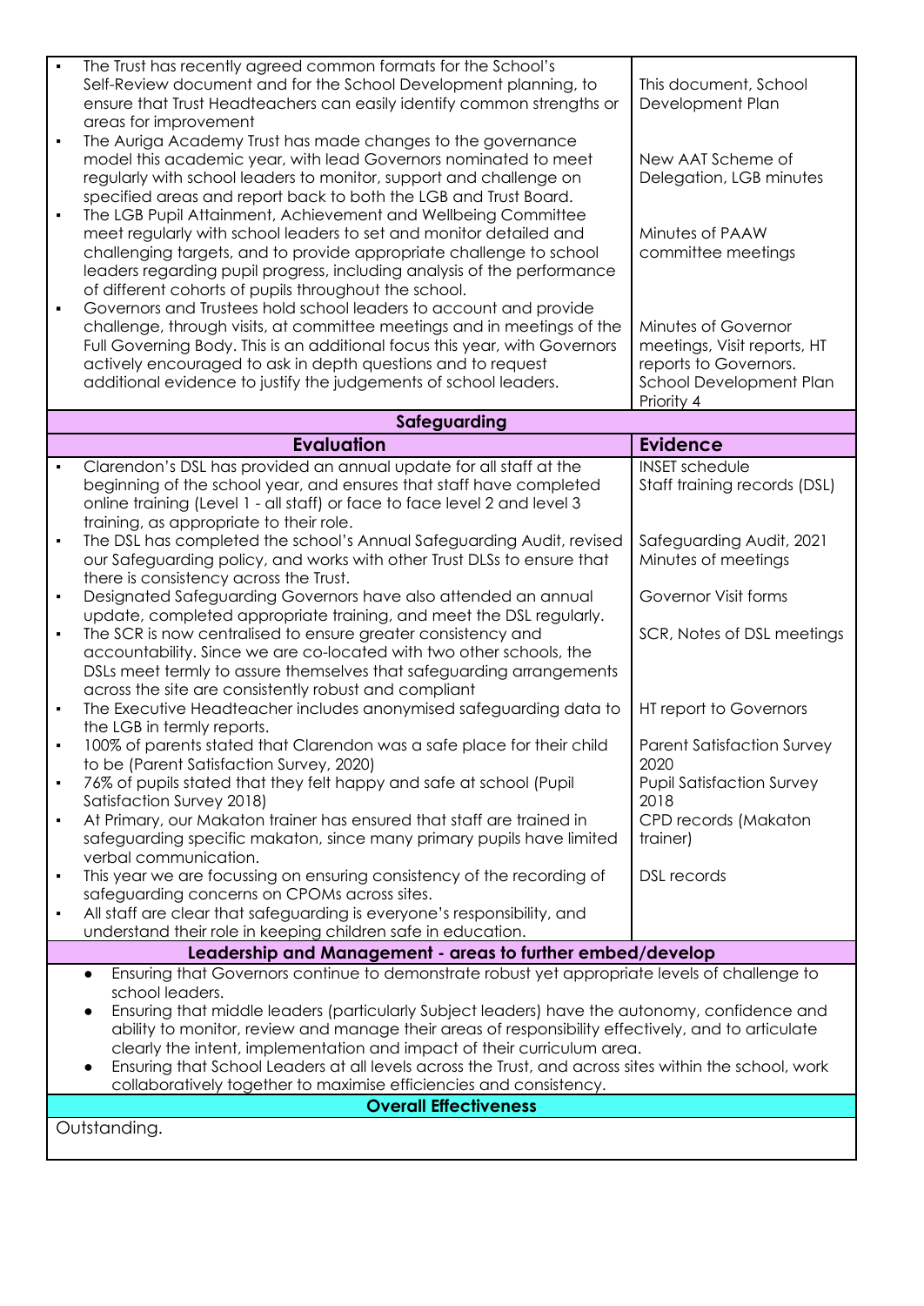| | |
|---|---|
| ▪ The Trust has recently agreed common formats for the School's Self-Review document and for the School Development planning, to ensure that Trust Headteachers can easily identify common strengths or areas for improvement | This document, School Development Plan |
| ▪ The Auriga Academy Trust has made changes to the governance model this academic year, with lead Governors nominated to meet regularly with school leaders to monitor, support and challenge on specified areas and report back to both the LGB and Trust Board. | New AAT Scheme of Delegation, LGB minutes |
| ▪ The LGB Pupil Attainment, Achievement and Wellbeing Committee meet regularly with school leaders to set and monitor detailed and challenging targets, and to provide appropriate challenge to school leaders regarding pupil progress, including analysis of the performance of different cohorts of pupils throughout the school. | Minutes of PAAW committee meetings |
| ▪ Governors and Trustees hold school leaders to account and provide challenge, through visits, at committee meetings and in meetings of the Full Governing Body. This is an additional focus this year, with Governors actively encouraged to ask in depth questions and to request additional evidence to justify the judgements of school leaders. | Minutes of Governor meetings, Visit reports, HT reports to Governors. School Development Plan Priority 4 |

## Safeguarding

| Evaluation | Evidence |
|---|---|
| ▪ Clarendon's DSL has provided an annual update for all staff at the beginning of the school year, and ensures that staff have completed online training (Level 1 - all staff) or face to face level 2 and level 3 training, as appropriate to their role. | INSET schedule<br>Staff training records (DSL) |
| ▪ The DSL has completed the school's Annual Safeguarding Audit, revised our Safeguarding policy, and works with other Trust DLSs to ensure that there is consistency across the Trust. | Safeguarding Audit, 2021<br>Minutes of meetings |
| ▪ Designated Safeguarding Governors have also attended an annual update, completed appropriate training, and meet the DSL regularly. | Governor Visit forms |
| ▪ The SCR is now centralised to ensure greater consistency and accountability. Since we are co-located with two other schools, the DSLs meet termly to assure themselves that safeguarding arrangements across the site are consistently robust and compliant | SCR, Notes of DSL meetings |
| ▪ The Executive Headteacher includes anonymised safeguarding data to the LGB in termly reports. | HT report to Governors |
| ▪ 100% of parents stated that Clarendon was a safe place for their child to be (Parent Satisfaction Survey, 2020) | Parent Satisfaction Survey 2020 |
| ▪ 76% of pupils stated that they felt happy and safe at school (Pupil Satisfaction Survey 2018) | Pupil Satisfaction Survey 2018 |
| ▪ At Primary, our Makaton trainer has ensured that staff are trained in safeguarding specific makaton, since many primary pupils have limited verbal communication. | CPD records (Makaton trainer) |
| ▪ This year we are focussing on ensuring consistency of the recording of safeguarding concerns on CPOMs across sites. | DSL records |
| ▪ All staff are clear that safeguarding is everyone's responsibility, and understand their role in keeping children safe in education. | |

## Leadership and Management - areas to further embed/develop

- Ensuring that Governors continue to demonstrate robust yet appropriate levels of challenge to school leaders.
- Ensuring that middle leaders (particularly Subject leaders) have the autonomy, confidence and ability to monitor, review and manage their areas of responsibility effectively, and to articulate clearly the intent, implementation and impact of their curriculum area.
- Ensuring that School Leaders at all levels across the Trust, and across sites within the school, work collaboratively together to maximise efficiencies and consistency.

## Overall Effectiveness

Outstanding.